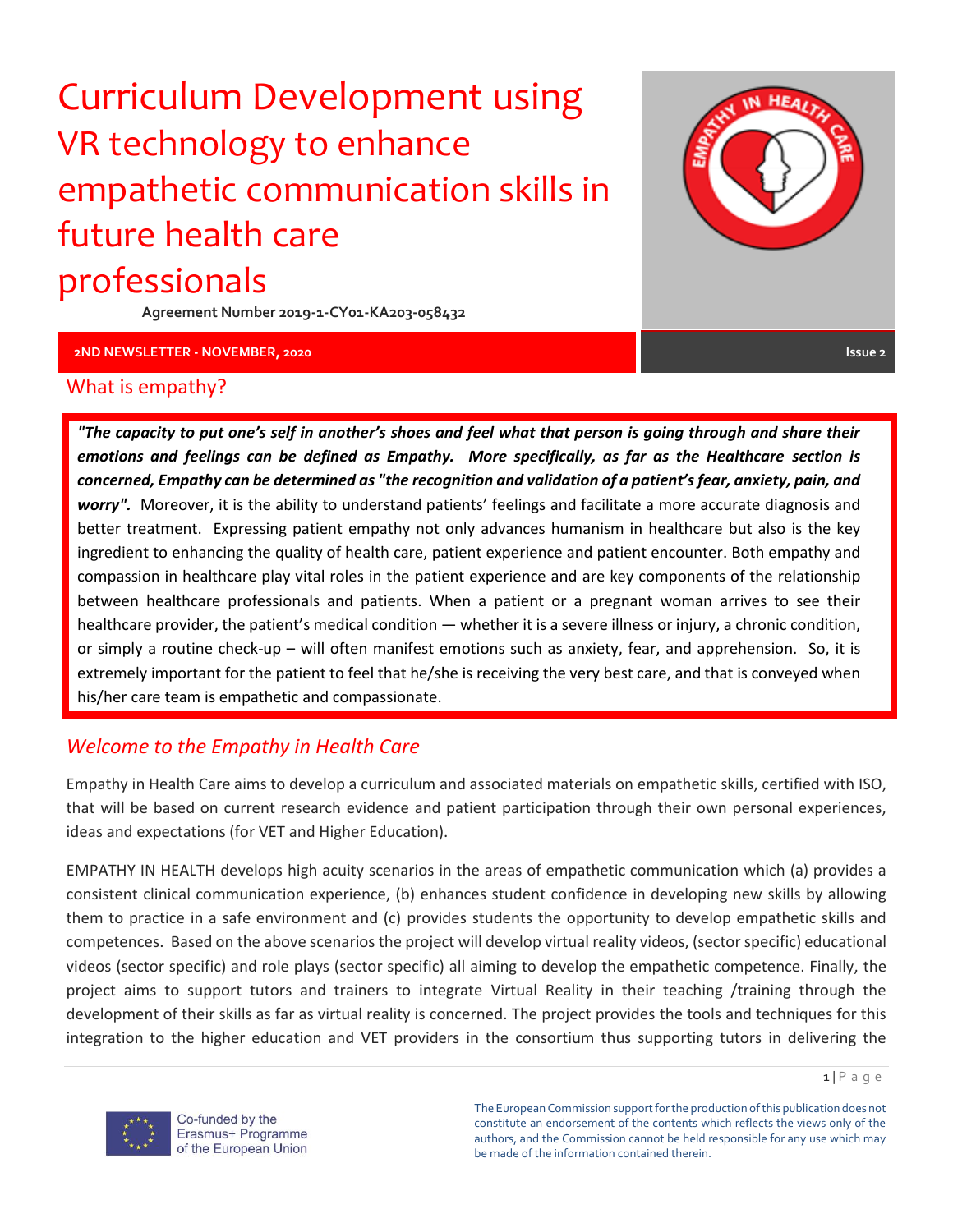# Curriculum Development using VR technology to enhance empathetic communication skills in future health care professionals

**Agreement Number 2019-1-CY01-KA203-058432**

**2ND NEWSLETTER - NOVEMBER, 2020** **Issue 2**

## What is empathy?

***"The capacity to put one's self in another's shoes and feel what that person is going through and share their emotions and feelings can be defined as Empathy. More specifically, as far as the Healthcare section is concerned, Empathy can be determined as "the recognition and validation of a patient's fear, anxiety, pain, and worry".*** Moreover, it is the ability to understand patients' feelings and facilitate a more accurate diagnosis and better treatment. Expressing patient empathy not only advances humanism in healthcare but also is the key ingredient to enhancing the quality of health care, patient experience and patient encounter. Both empathy and compassion in healthcare play vital roles in the patient experience and are key components of the relationship between healthcare professionals and patients. When a patient or a pregnant woman arrives to see their healthcare provider, the patient's medical condition — whether it is a severe illness or injury, a chronic condition, or simply a routine check-up – will often manifest emotions such as anxiety, fear, and apprehension. So, it is extremely important for the patient to feel that he/she is receiving the very best care, and that is conveyed when his/her care team is empathetic and compassionate.

## *Welcome to the Empathy in Health Care*

Empathy in Health Care aims to develop a curriculum and associated materials on empathetic skills, certified with ISO, that will be based on current research evidence and patient participation through their own personal experiences, ideas and expectations (for VET and Higher Education).

EMPATHY IN HEALTH develops high acuity scenarios in the areas of empathetic communication which (a) provides a consistent clinical communication experience, (b) enhances student confidence in developing new skills by allowing them to practice in a safe environment and (c) provides students the opportunity to develop empathetic skills and competences. Based on the above scenarios the project will develop virtual reality videos, (sector specific) educational videos (sector specific) and role plays (sector specific) all aiming to develop the empathetic competence. Finally, the project aims to support tutors and trainers to integrate Virtual Reality in their teaching /training through the development of their skills as far as virtual reality is concerned. The project provides the tools and techniques for this integration to the higher education and VET providers in the consortium thus supporting tutors in delivering the

Co-funded by the Erasmus+ Programme of the European Union

The European Commission support for the production of this publication does not constitute an endorsement of the contents which reflects the views only of the authors, and the Commission cannot be held responsible for any use which may be made of the information contained therein.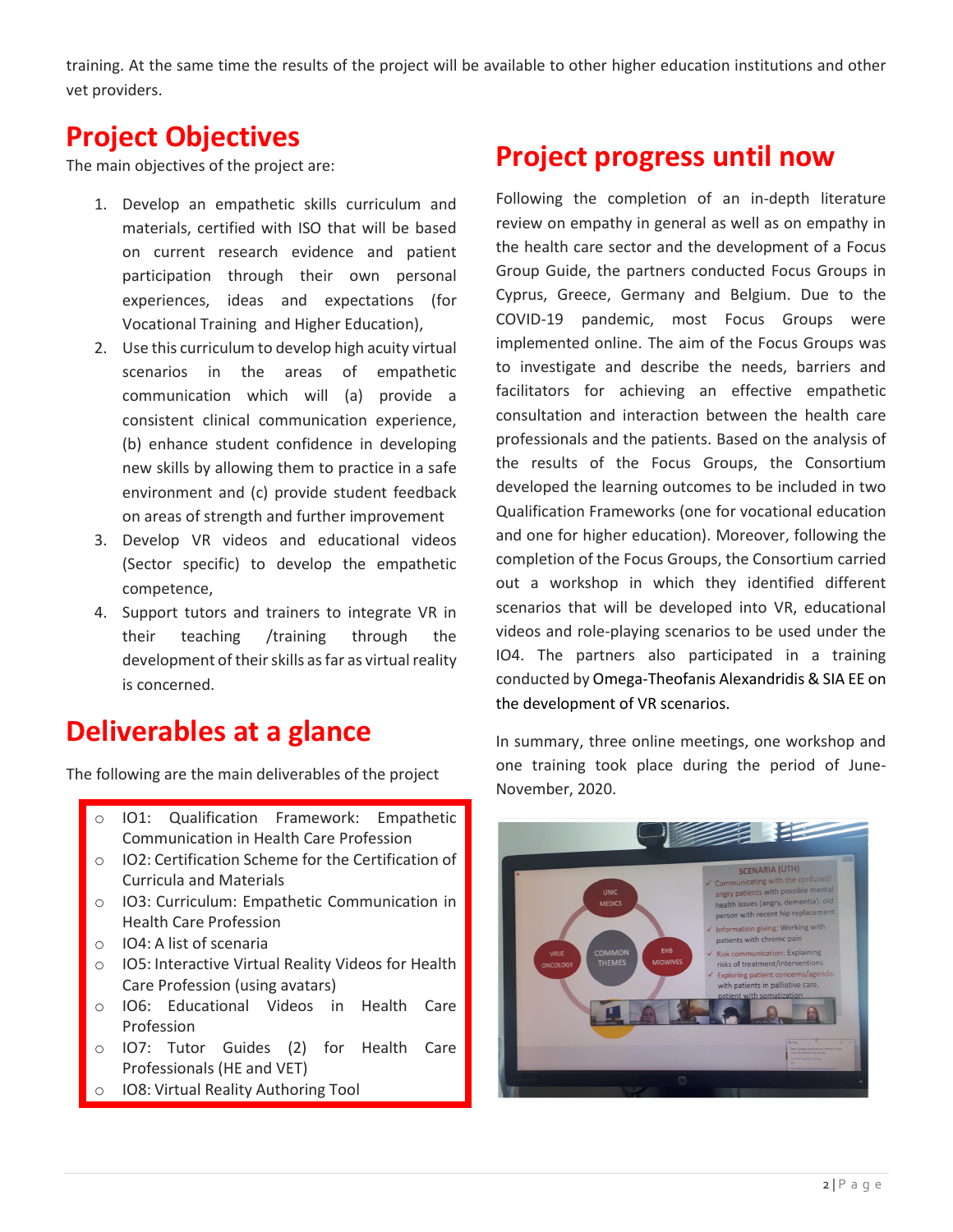training. At the same time the results of the project will be available to other higher education institutions and other vet providers.

## Project Objectives

The main objectives of the project are:

1. Develop an empathetic skills curriculum and materials, certified with ISO that will be based on current research evidence and patient participation through their own personal experiences, ideas and expectations (for Vocational Training and Higher Education),
2. Use this curriculum to develop high acuity virtual scenarios in the areas of empathetic communication which will (a) provide a consistent clinical communication experience, (b) enhance student confidence in developing new skills by allowing them to practice in a safe environment and (c) provide student feedback on areas of strength and further improvement
3. Develop VR videos and educational videos (Sector specific) to develop the empathetic competence,
4. Support tutors and trainers to integrate VR in their teaching /training through the development of their skills as far as virtual reality is concerned.

## Deliverables at a glance

The following are the main deliverables of the project

- IO1: Qualification Framework: Empathetic Communication in Health Care Profession
- IO2: Certification Scheme for the Certification of Curricula and Materials
- IO3: Curriculum: Empathetic Communication in Health Care Profession
- IO4: A list of scenaria
- IO5: Interactive Virtual Reality Videos for Health Care Profession (using avatars)
- IO6: Educational Videos in Health Care Profession
- IO7: Tutor Guides (2) for Health Care Professionals (HE and VET)
- IO8: Virtual Reality Authoring Tool

## Project progress until now

Following the completion of an in-depth literature review on empathy in general as well as on empathy in the health care sector and the development of a Focus Group Guide, the partners conducted Focus Groups in Cyprus, Greece, Germany and Belgium. Due to the COVID-19 pandemic, most Focus Groups were implemented online. The aim of the Focus Groups was to investigate and describe the needs, barriers and facilitators for achieving an effective empathetic consultation and interaction between the health care professionals and the patients. Based on the analysis of the results of the Focus Groups, the Consortium developed the learning outcomes to be included in two Qualification Frameworks (one for vocational education and one for higher education). Moreover, following the completion of the Focus Groups, the Consortium carried out a workshop in which they identified different scenarios that will be developed into VR, educational videos and role-playing scenarios to be used under the IO4. The partners also participated in a training conducted by Omega-Theofanis Alexandridis & SIA EE on the development of VR scenarios.

In summary, three online meetings, one workshop and one training took place during the period of June-November, 2020.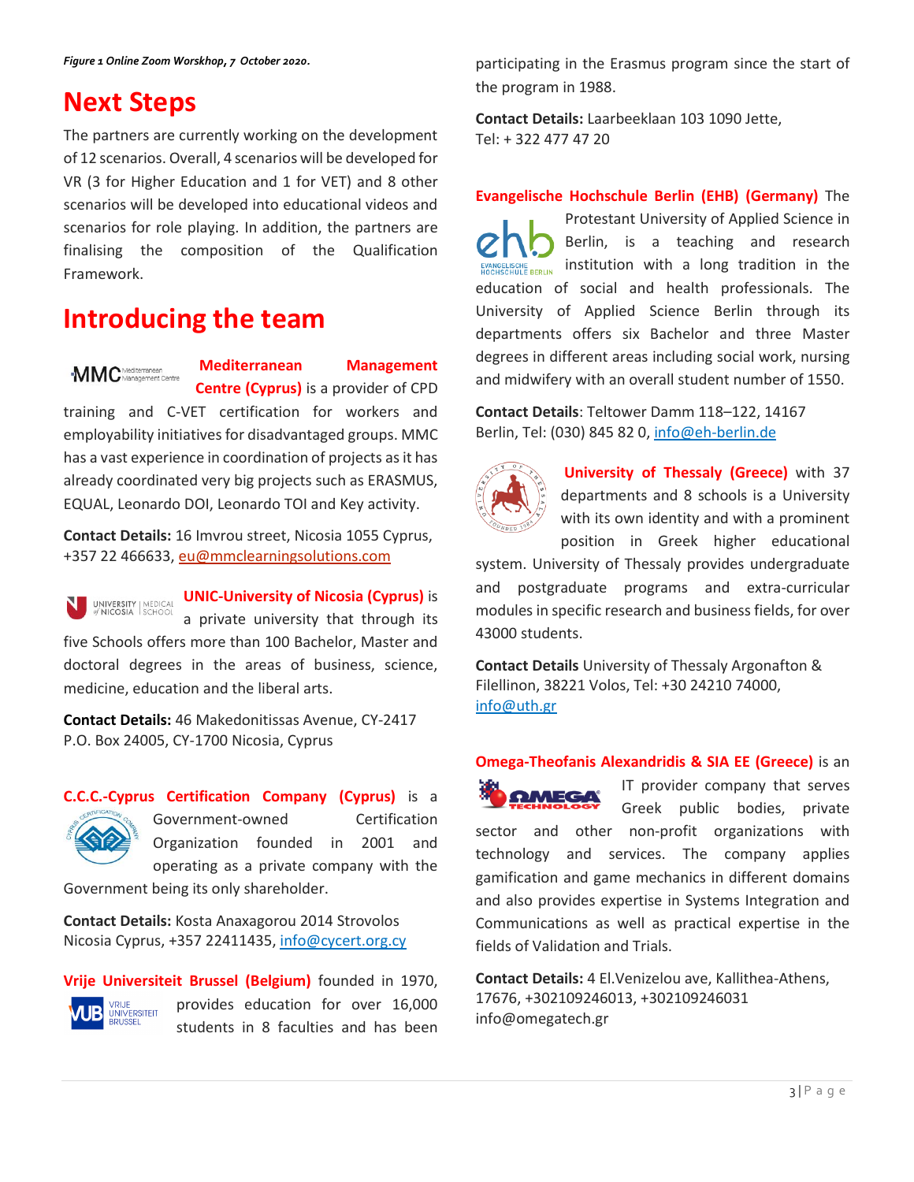*Figure 1 Online Zoom Worskhop, 7 October 2020.*

# Next Steps

The partners are currently working on the development of 12 scenarios. Overall, 4 scenarios will be developed for VR (3 for Higher Education and 1 for VET) and 8 other scenarios will be developed into educational videos and scenarios for role playing. In addition, the partners are finalising the composition of the Qualification Framework.

# Introducing the team

**Mediterranean Management Centre (Cyprus)** is a provider of CPD training and C-VET certification for workers and employability initiatives for disadvantaged groups. MMC has a vast experience in coordination of projects as it has already coordinated very big projects such as ERASMUS, EQUAL, Leonardo DOI, Leonardo TOI and Key activity.

**Contact Details:** 16 Imvrou street, Nicosia 1055 Cyprus, +357 22 466633, eu@mmclearningsolutions.com

**UNIC-University of Nicosia (Cyprus)** is a private university that through its five Schools offers more than 100 Bachelor, Master and doctoral degrees in the areas of business, science, medicine, education and the liberal arts.

**Contact Details:** 46 Makedonitissas Avenue, CY-2417 P.O. Box 24005, CY-1700 Nicosia, Cyprus

**C.C.C.-Cyprus Certification Company (Cyprus)** is a Government-owned Certification Organization founded in 2001 and operating as a private company with the Government being its only shareholder.

**Contact Details:** Kosta Anaxagorou 2014 Strovolos Nicosia Cyprus, +357 22411435, info@cycert.org.cy

**Vrije Universiteit Brussel (Belgium)** founded in 1970, provides education for over 16,000 students in 8 faculties and has been participating in the Erasmus program since the start of the program in 1988.

**Contact Details:** Laarbeeklaan 103 1090 Jette, Tel: + 322 477 47 20

**Evangelische Hochschule Berlin (EHB) (Germany)** The Protestant University of Applied Science in Berlin, is a teaching and research institution with a long tradition in the education of social and health professionals. The University of Applied Science Berlin through its departments offers six Bachelor and three Master degrees in different areas including social work, nursing and midwifery with an overall student number of 1550.

**Contact Details**: Teltower Damm 118–122, 14167 Berlin, Tel: (030) 845 82 0, info@eh-berlin.de

**University of Thessaly (Greece)** with 37 departments and 8 schools is a University with its own identity and with a prominent position in Greek higher educational system. University of Thessaly provides undergraduate and postgraduate programs and extra-curricular modules in specific research and business fields, for over 43000 students.

**Contact Details** University of Thessaly Argonafton & Filellinon, 38221 Volos, Tel: +30 24210 74000, info@uth.gr

**Omega-Theofanis Alexandridis & SIA EE (Greece)** is an IT provider company that serves Greek public bodies, private sector and other non-profit organizations with technology and services. The company applies gamification and game mechanics in different domains and also provides expertise in Systems Integration and Communications as well as practical expertise in the fields of Validation and Trials.

**Contact Details:** 4 El.Venizelou ave, Kallithea-Athens, 17676, +302109246013, +302109246031 info@omegatech.gr